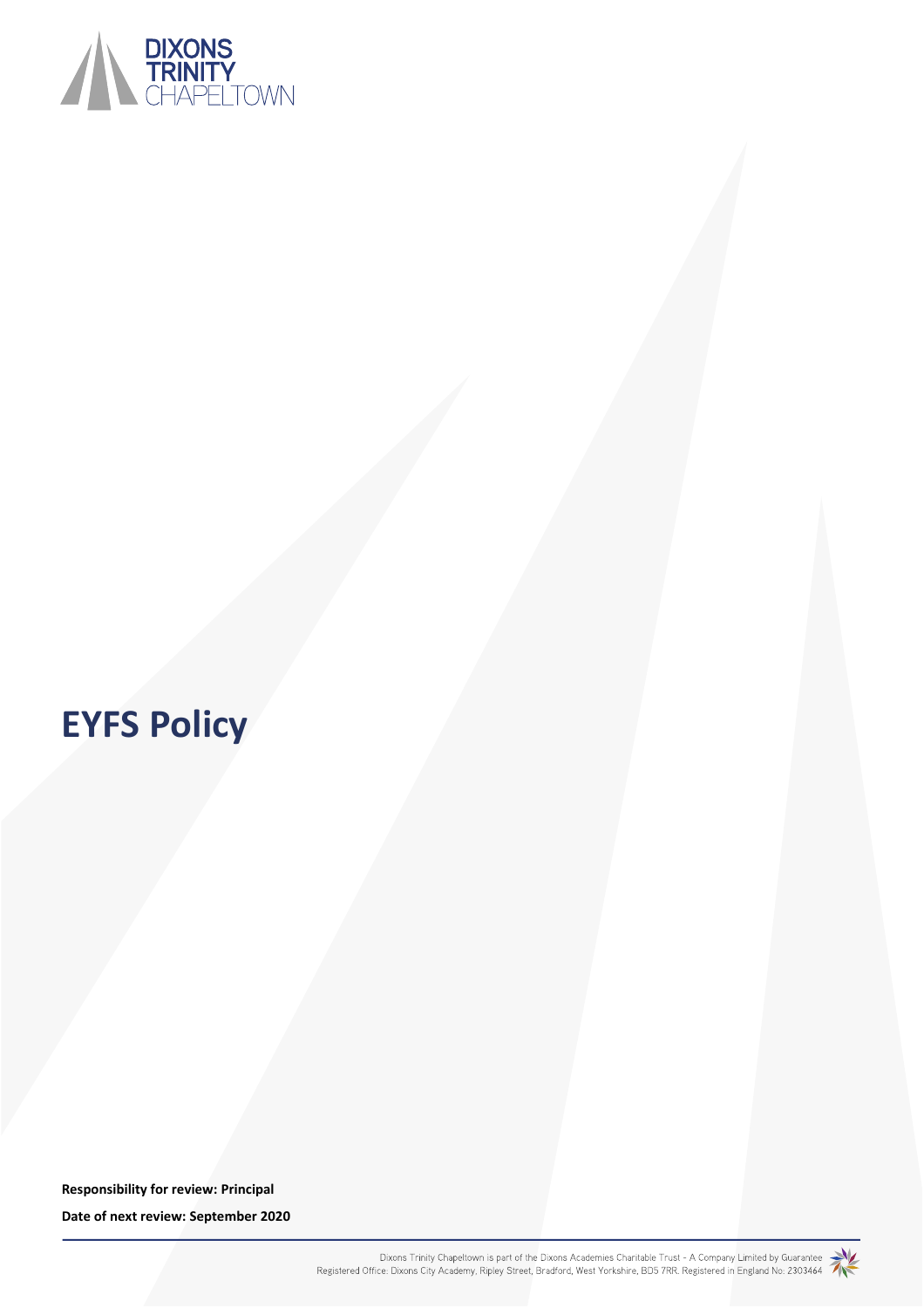# EYFS Policy

**Responsibility for review: Principal**

**Date of next review: September 2020**

Dixons Trinity Chapeltown is part of the Dixons Academies Charitable Trust - A Company Limited by Guarantee
Registered Office: Dixons City Academy, Ripley Street, Bradford, West Yorkshire, BD5 7RR. Registered in England No: 2303464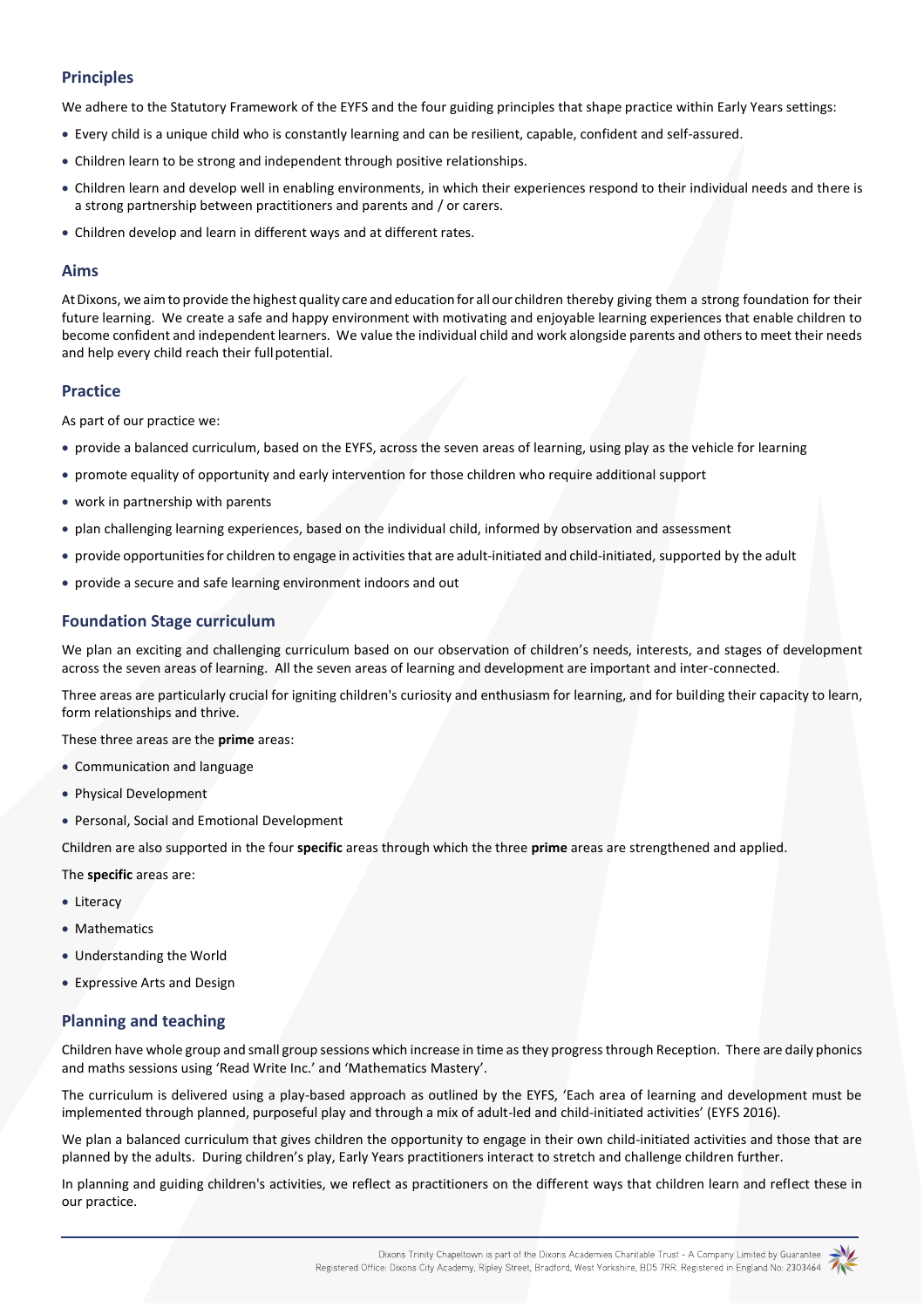## Principles

We adhere to the Statutory Framework of the EYFS and the four guiding principles that shape practice within Early Years settings:

- Every child is a unique child who is constantly learning and can be resilient, capable, confident and self-assured.
- Children learn to be strong and independent through positive relationships.
- Children learn and develop well in enabling environments, in which their experiences respond to their individual needs and there is a strong partnership between practitioners and parents and / or carers.
- Children develop and learn in different ways and at different rates.

## Aims

At Dixons, we aim to provide the highest quality care and education for all our children thereby giving them a strong foundation for their future learning. We create a safe and happy environment with motivating and enjoyable learning experiences that enable children to become confident and independent learners. We value the individual child and work alongside parents and others to meet their needs and help every child reach their full potential.

## Practice

As part of our practice we:

- provide a balanced curriculum, based on the EYFS, across the seven areas of learning, using play as the vehicle for learning
- promote equality of opportunity and early intervention for those children who require additional support
- work in partnership with parents
- plan challenging learning experiences, based on the individual child, informed by observation and assessment
- provide opportunities for children to engage in activities that are adult-initiated and child-initiated, supported by the adult
- provide a secure and safe learning environment indoors and out

## Foundation Stage curriculum

We plan an exciting and challenging curriculum based on our observation of children's needs, interests, and stages of development across the seven areas of learning. All the seven areas of learning and development are important and inter-connected.

Three areas are particularly crucial for igniting children's curiosity and enthusiasm for learning, and for building their capacity to learn, form relationships and thrive.

These three areas are the **prime** areas:

- Communication and language
- Physical Development
- Personal, Social and Emotional Development

Children are also supported in the four **specific** areas through which the three **prime** areas are strengthened and applied.

The **specific** areas are:

- Literacy
- Mathematics
- Understanding the World
- Expressive Arts and Design

## Planning and teaching

Children have whole group and small group sessions which increase in time as they progress through Reception. There are daily phonics and maths sessions using 'Read Write Inc.' and 'Mathematics Mastery'.

The curriculum is delivered using a play-based approach as outlined by the EYFS, 'Each area of learning and development must be implemented through planned, purposeful play and through a mix of adult-led and child-initiated activities' (EYFS 2016).

We plan a balanced curriculum that gives children the opportunity to engage in their own child-initiated activities and those that are planned by the adults. During children's play, Early Years practitioners interact to stretch and challenge children further.

In planning and guiding children's activities, we reflect as practitioners on the different ways that children learn and reflect these in our practice.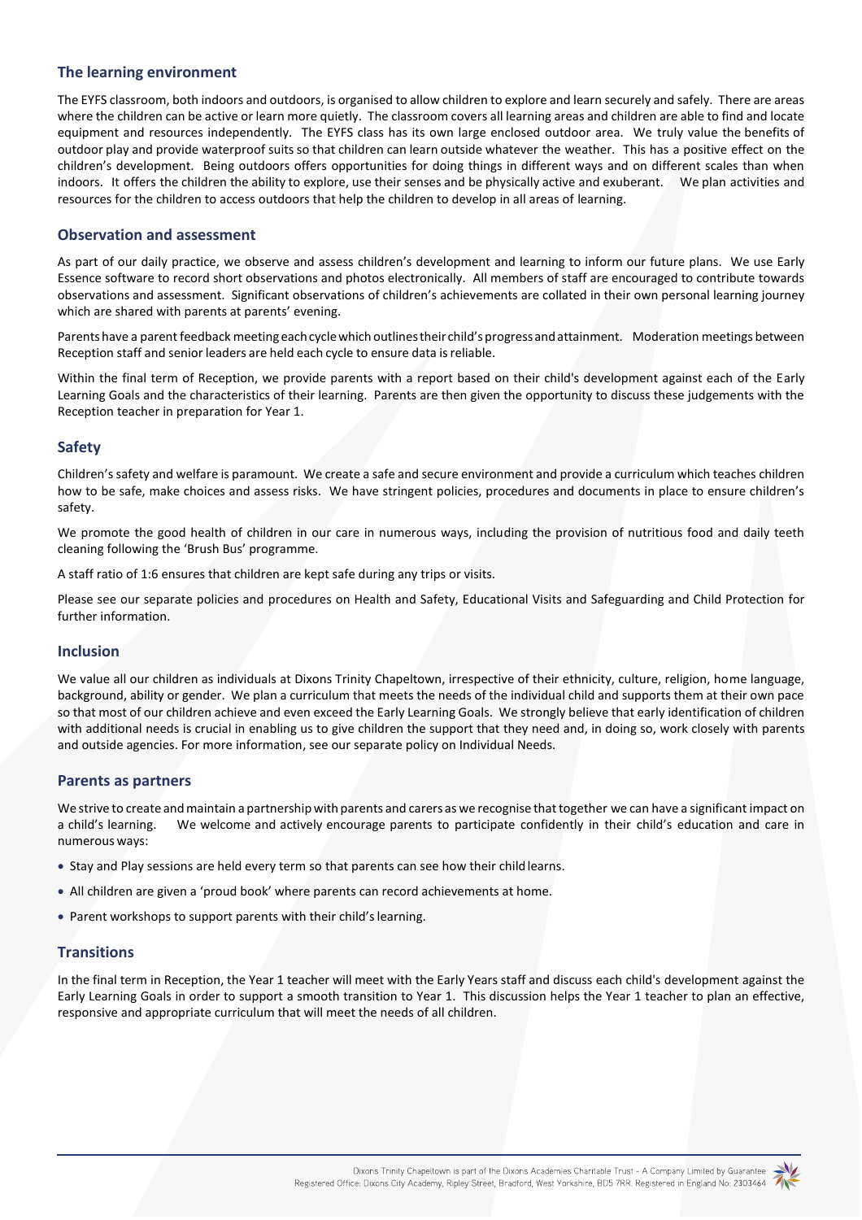## The learning environment

The EYFS classroom, both indoors and outdoors, is organised to allow children to explore and learn securely and safely. There are areas where the children can be active or learn more quietly. The classroom covers all learning areas and children are able to find and locate equipment and resources independently. The EYFS class has its own large enclosed outdoor area. We truly value the benefits of outdoor play and provide waterproof suits so that children can learn outside whatever the weather. This has a positive effect on the children's development. Being outdoors offers opportunities for doing things in different ways and on different scales than when indoors. It offers the children the ability to explore, use their senses and be physically active and exuberant. We plan activities and resources for the children to access outdoors that help the children to develop in all areas of learning.

## Observation and assessment

As part of our daily practice, we observe and assess children's development and learning to inform our future plans. We use Early Essence software to record short observations and photos electronically. All members of staff are encouraged to contribute towards observations and assessment. Significant observations of children's achievements are collated in their own personal learning journey which are shared with parents at parents' evening.

Parents have a parent feedback meeting each cycle which outlines their child's progress and attainment. Moderation meetings between Reception staff and senior leaders are held each cycle to ensure data is reliable.

Within the final term of Reception, we provide parents with a report based on their child's development against each of the Early Learning Goals and the characteristics of their learning. Parents are then given the opportunity to discuss these judgements with the Reception teacher in preparation for Year 1.

## Safety

Children's safety and welfare is paramount. We create a safe and secure environment and provide a curriculum which teaches children how to be safe, make choices and assess risks. We have stringent policies, procedures and documents in place to ensure children's safety.

We promote the good health of children in our care in numerous ways, including the provision of nutritious food and daily teeth cleaning following the 'Brush Bus' programme.

A staff ratio of 1:6 ensures that children are kept safe during any trips or visits.

Please see our separate policies and procedures on Health and Safety, Educational Visits and Safeguarding and Child Protection for further information.

## Inclusion

We value all our children as individuals at Dixons Trinity Chapeltown, irrespective of their ethnicity, culture, religion, home language, background, ability or gender. We plan a curriculum that meets the needs of the individual child and supports them at their own pace so that most of our children achieve and even exceed the Early Learning Goals. We strongly believe that early identification of children with additional needs is crucial in enabling us to give children the support that they need and, in doing so, work closely with parents and outside agencies. For more information, see our separate policy on Individual Needs.

## Parents as partners

We strive to create and maintain a partnership with parents and carers as we recognise that together we can have a significant impact on a child's learning. We welcome and actively encourage parents to participate confidently in their child's education and care in numerous ways:

- Stay and Play sessions are held every term so that parents can see how their child learns.
- All children are given a 'proud book' where parents can record achievements at home.
- Parent workshops to support parents with their child's learning.

## Transitions

In the final term in Reception, the Year 1 teacher will meet with the Early Years staff and discuss each child's development against the Early Learning Goals in order to support a smooth transition to Year 1. This discussion helps the Year 1 teacher to plan an effective, responsive and appropriate curriculum that will meet the needs of all children.